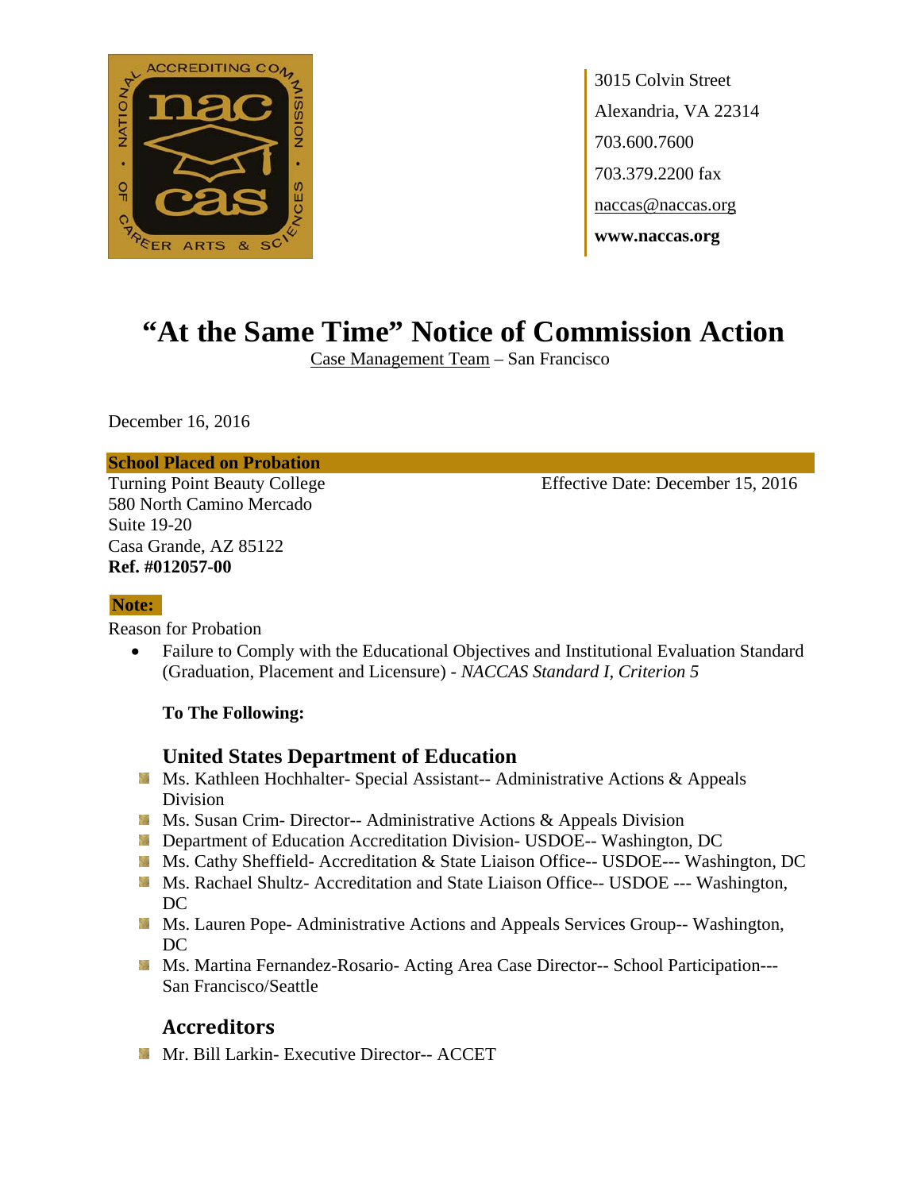3015 Colvin Street
Alexandria, VA 22314
703.600.7600
703.379.2200 fax
naccas@naccas.org
**www.naccas.org**

# "At the Same Time" Notice of Commission Action

Case Management Team – San Francisco

December 16, 2016

**School Placed on Probation**

Turning Point Beauty College
580 North Camino Mercado
Suite 19-20
Casa Grande, AZ 85122
**Ref. #012057-00**

Effective Date: December 15, 2016

**Note:**

Reason for Probation

- Failure to Comply with the Educational Objectives and Institutional Evaluation Standard (Graduation, Placement and Licensure) - *NACCAS Standard I, Criterion 5*

**To The Following:**

## United States Department of Education

- Ms. Kathleen Hochhalter- Special Assistant-- Administrative Actions & Appeals Division
- Ms. Susan Crim- Director-- Administrative Actions & Appeals Division
- Department of Education Accreditation Division- USDOE-- Washington, DC
- Ms. Cathy Sheffield- Accreditation & State Liaison Office-- USDOE--- Washington, DC
- Ms. Rachael Shultz- Accreditation and State Liaison Office-- USDOE --- Washington, DC
- Ms. Lauren Pope- Administrative Actions and Appeals Services Group-- Washington, DC
- Ms. Martina Fernandez-Rosario- Acting Area Case Director-- School Participation--- San Francisco/Seattle

## Accreditors

- Mr. Bill Larkin- Executive Director-- ACCET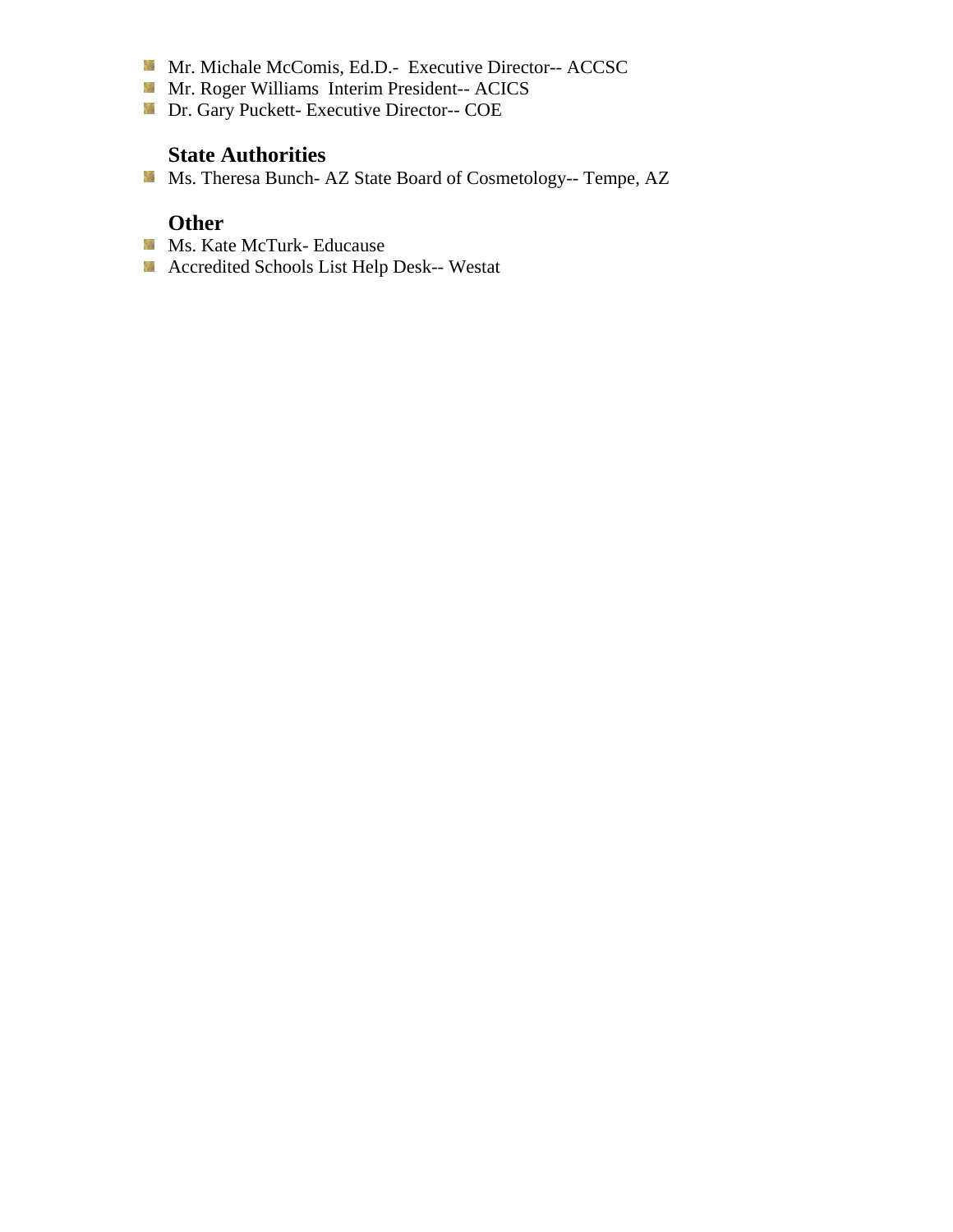- Mr. Michale McComis, Ed.D.- Executive Director-- ACCSC
- Mr. Roger Williams Interim President-- ACICS
- Dr. Gary Puckett- Executive Director-- COE

### State Authorities

- Ms. Theresa Bunch- AZ State Board of Cosmetology-- Tempe, AZ

### Other

- Ms. Kate McTurk- Educause
- Accredited Schools List Help Desk-- Westat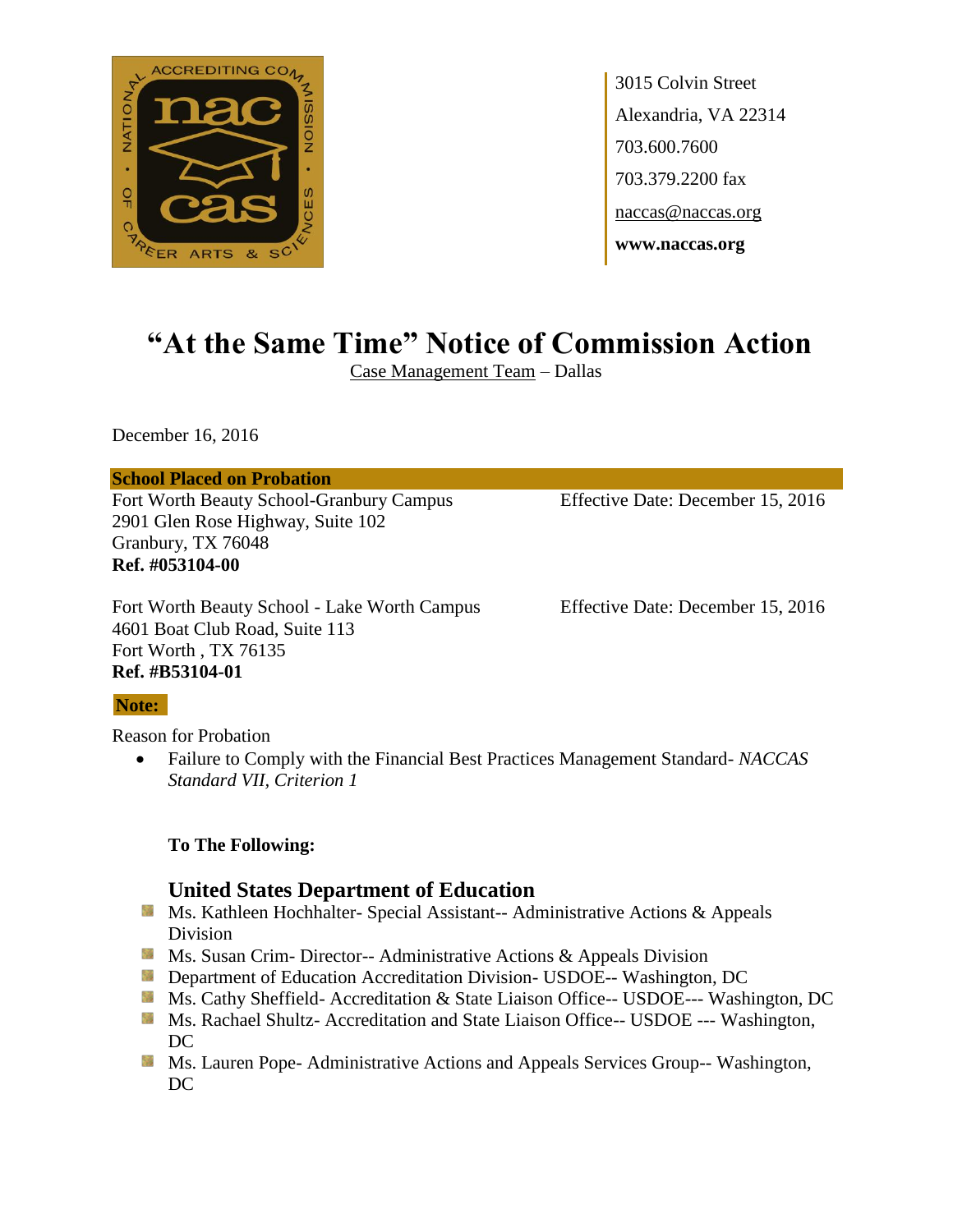3015 Colvin Street
Alexandria, VA 22314
703.600.7600
703.379.2200 fax
naccas@naccas.org
**www.naccas.org**

# "At the Same Time" Notice of Commission Action

Case Management Team – Dallas

December 16, 2016

**School Placed on Probation**

Fort Worth Beauty School-Granbury Campus
2901 Glen Rose Highway, Suite 102
Granbury, TX 76048
**Ref. #053104-00**

Effective Date: December 15, 2016

Fort Worth Beauty School - Lake Worth Campus
4601 Boat Club Road, Suite 113
Fort Worth , TX 76135
**Ref. #B53104-01**

Effective Date: December 15, 2016

**Note:**

Reason for Probation

- Failure to Comply with the Financial Best Practices Management Standard- *NACCAS Standard VII, Criterion 1*

**To The Following:**

### United States Department of Education

- Ms. Kathleen Hochhalter- Special Assistant-- Administrative Actions & Appeals Division
- Ms. Susan Crim- Director-- Administrative Actions & Appeals Division
- Department of Education Accreditation Division- USDOE-- Washington, DC
- Ms. Cathy Sheffield- Accreditation & State Liaison Office-- USDOE--- Washington, DC
- Ms. Rachael Shultz- Accreditation and State Liaison Office-- USDOE --- Washington, DC
- Ms. Lauren Pope- Administrative Actions and Appeals Services Group-- Washington, DC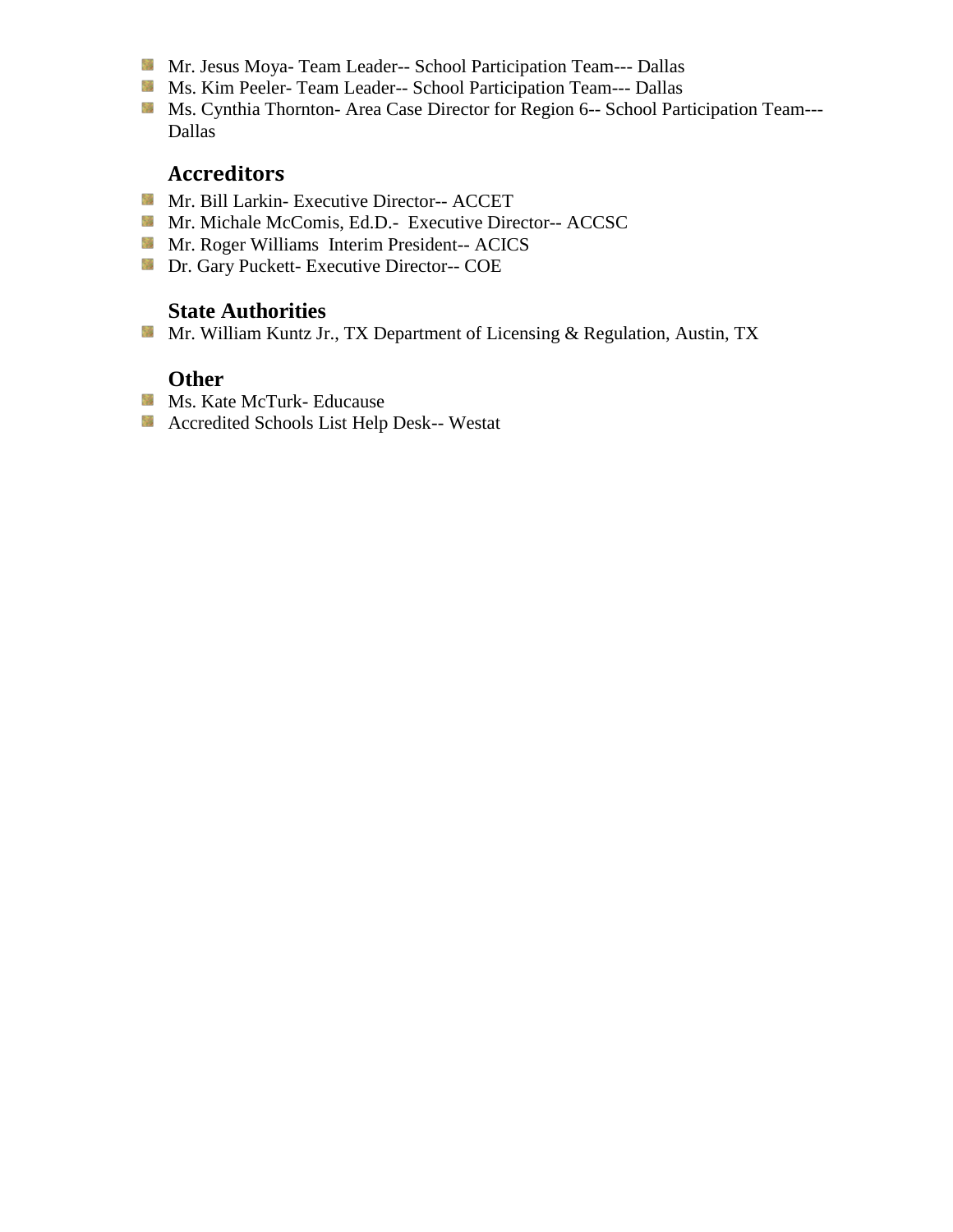- Mr. Jesus Moya- Team Leader-- School Participation Team--- Dallas
- Ms. Kim Peeler- Team Leader-- School Participation Team--- Dallas
- Ms. Cynthia Thornton- Area Case Director for Region 6-- School Participation Team--- Dallas

### Accreditors

- Mr. Bill Larkin- Executive Director-- ACCET
- Mr. Michale McComis, Ed.D.- Executive Director-- ACCSC
- Mr. Roger Williams Interim President-- ACICS
- Dr. Gary Puckett- Executive Director-- COE

### State Authorities

- Mr. William Kuntz Jr., TX Department of Licensing & Regulation, Austin, TX

### Other

- Ms. Kate McTurk- Educause
- Accredited Schools List Help Desk-- Westat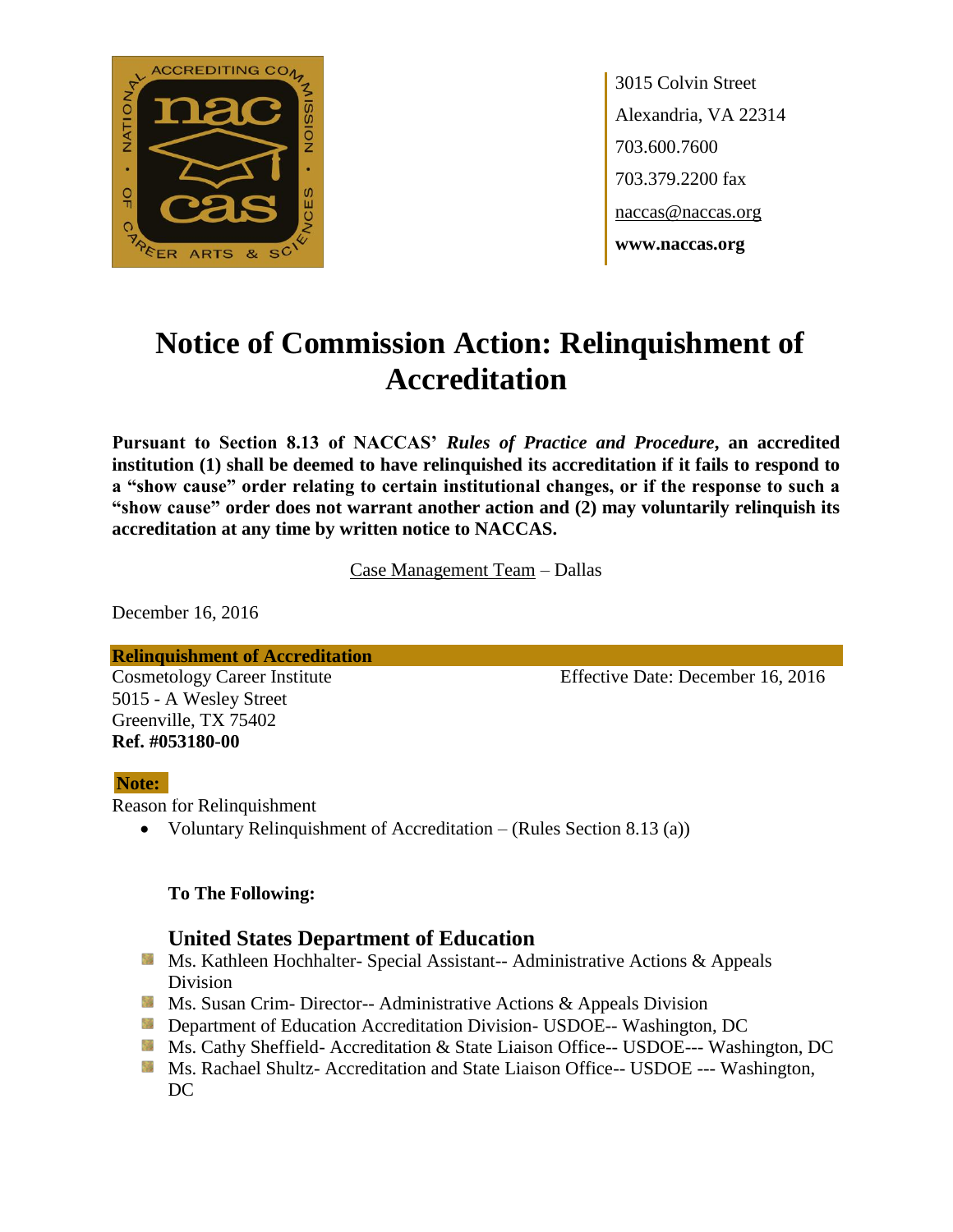3015 Colvin Street
Alexandria, VA 22314
703.600.7600
703.379.2200 fax
naccas@naccas.org
**www.naccas.org**

# Notice of Commission Action: Relinquishment of Accreditation

**Pursuant to Section 8.13 of NACCAS' *Rules of Practice and Procedure*, an accredited institution (1) shall be deemed to have relinquished its accreditation if it fails to respond to a "show cause" order relating to certain institutional changes, or if the response to such a "show cause" order does not warrant another action and (2) may voluntarily relinquish its accreditation at any time by written notice to NACCAS.**

Case Management Team – Dallas

December 16, 2016

**Relinquishment of Accreditation**

Cosmetology Career Institute
5015 - A Wesley Street
Greenville, TX 75402
**Ref. #053180-00**

Effective Date: December 16, 2016

**Note:**

Reason for Relinquishment

- Voluntary Relinquishment of Accreditation – (Rules Section 8.13 (a))

**To The Following:**

### United States Department of Education

- Ms. Kathleen Hochhalter- Special Assistant-- Administrative Actions & Appeals Division
- Ms. Susan Crim- Director-- Administrative Actions & Appeals Division
- Department of Education Accreditation Division- USDOE-- Washington, DC
- Ms. Cathy Sheffield- Accreditation & State Liaison Office-- USDOE--- Washington, DC
- Ms. Rachael Shultz- Accreditation and State Liaison Office-- USDOE --- Washington, DC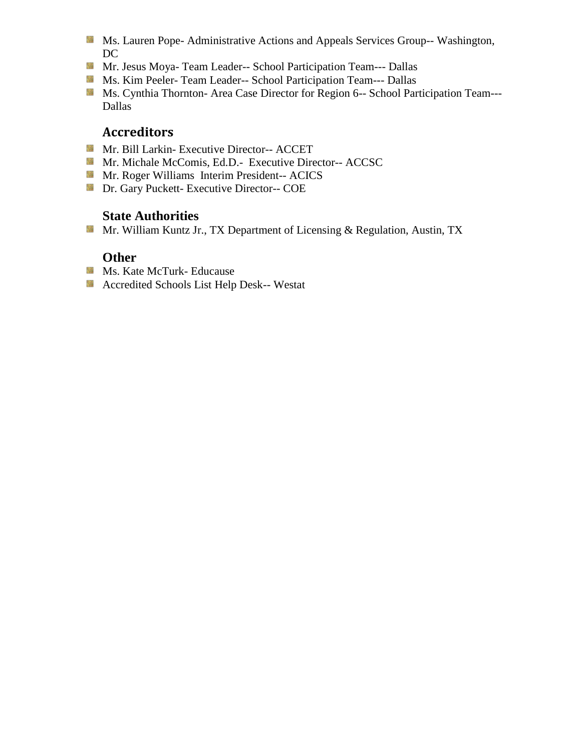- Ms. Lauren Pope- Administrative Actions and Appeals Services Group-- Washington, DC
- Mr. Jesus Moya- Team Leader-- School Participation Team--- Dallas
- Ms. Kim Peeler- Team Leader-- School Participation Team--- Dallas
- Ms. Cynthia Thornton- Area Case Director for Region 6-- School Participation Team--- Dallas

### Accreditors

- Mr. Bill Larkin- Executive Director-- ACCET
- Mr. Michale McComis, Ed.D.- Executive Director-- ACCSC
- Mr. Roger Williams Interim President-- ACICS
- Dr. Gary Puckett- Executive Director-- COE

### State Authorities

- Mr. William Kuntz Jr., TX Department of Licensing & Regulation, Austin, TX

### Other

- Ms. Kate McTurk- Educause
- Accredited Schools List Help Desk-- Westat